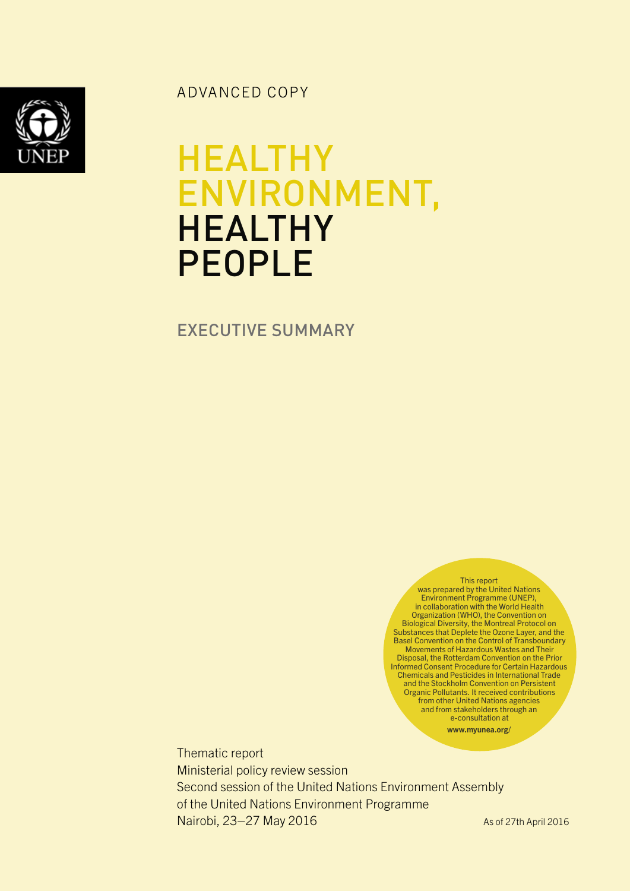ADVANCED COPY

# HEALTHY ENVIRONMENT, HEALTHY PEOPLE

## EXECUTIVE SUMMARY

This report was prepared by the United Nations Environment Programme (UNEP), in collaboration with the World Health Organization (WHO), the Convention on Biological Diversity, the Montreal Protocol on Substances that Deplete the Ozone Layer, and the Basel Convention on the Control of Transboundary Movements of Hazardous Wastes and Their Disposal, the Rotterdam Convention on the Prior Informed Consent Procedure for Certain Hazardous Chemicals and Pesticides in International Trade and the Stockholm Convention on Persistent Organic Pollutants. It received contributions from other United Nations agencies and from stakeholders through an e-consultation at **www.myunea.org/**

Thematic report
Ministerial policy review session
Second session of the United Nations Environment Assembly of the United Nations Environment Programme
Nairobi, 23–27 May 2016

As of 27th April 2016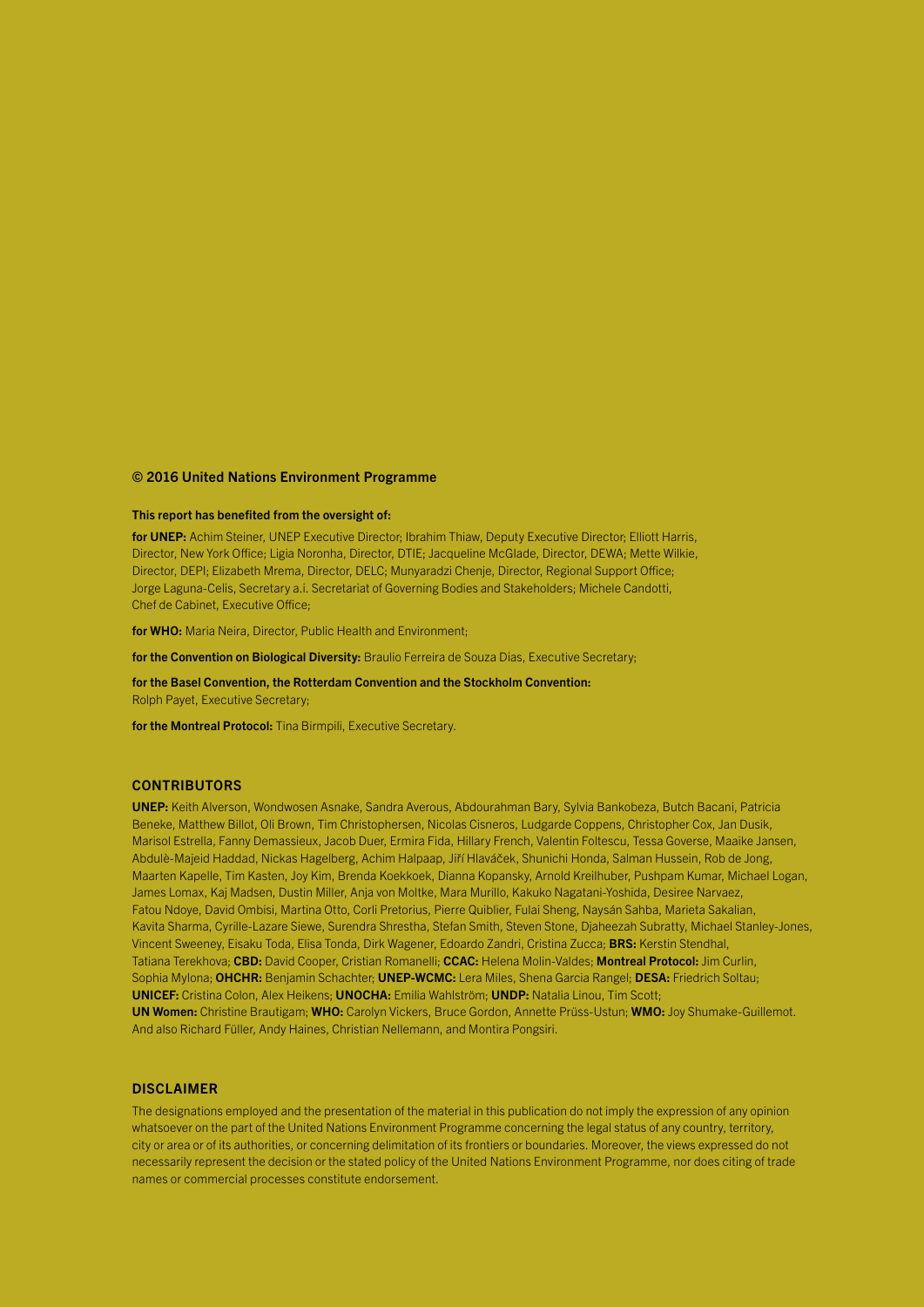**© 2016 United Nations Environment Programme**

**This report has benefited from the oversight of:**

**for UNEP:** Achim Steiner, UNEP Executive Director; Ibrahim Thiaw, Deputy Executive Director; Elliott Harris, Director, New York Office; Ligia Noronha, Director, DTIE; Jacqueline McGlade, Director, DEWA; Mette Wilkie, Director, DEPI; Elizabeth Mrema, Director, DELC; Munyaradzi Chenje, Director, Regional Support Office; Jorge Laguna-Celis, Secretary a.i. Secretariat of Governing Bodies and Stakeholders; Michele Candotti, Chef de Cabinet, Executive Office;

**for WHO:** Maria Neira, Director, Public Health and Environment;

**for the Convention on Biological Diversity:** Braulio Ferreira de Souza Dias, Executive Secretary;

**for the Basel Convention, the Rotterdam Convention and the Stockholm Convention:** Rolph Payet, Executive Secretary;

**for the Montreal Protocol:** Tina Birmpili, Executive Secretary.

## CONTRIBUTORS

**UNEP:** Keith Alverson, Wondwosen Asnake, Sandra Averous, Abdourahman Bary, Sylvia Bankobeza, Butch Bacani, Patricia Beneke, Matthew Billot, Oli Brown, Tim Christophersen, Nicolas Cisneros, Ludgarde Coppens, Christopher Cox, Jan Dusik, Marisol Estrella, Fanny Demassieux, Jacob Duer, Ermira Fida, Hillary French, Valentin Foltescu, Tessa Goverse, Maaike Jansen, Abdulè-Majeid Haddad, Nickas Hagelberg, Achim Halpaap, Jiří Hlaváček, Shunichi Honda, Salman Hussein, Rob de Jong, Maarten Kapelle, Tim Kasten, Joy Kim, Brenda Koekkoek, Dianna Kopansky, Arnold Kreilhuber, Pushpam Kumar, Michael Logan, James Lomax, Kaj Madsen, Dustin Miller, Anja von Moltke, Mara Murillo, Kakuko Nagatani-Yoshida, Desiree Narvaez, Fatou Ndoye, David Ombisi, Martina Otto, Corli Pretorius, Pierre Quiblier, Fulai Sheng, Naysán Sahba, Marieta Sakalian, Kavita Sharma, Cyrille-Lazare Siewe, Surendra Shrestha, Stefan Smith, Steven Stone, Djaheezah Subratty, Michael Stanley-Jones, Vincent Sweeney, Eisaku Toda, Elisa Tonda, Dirk Wagener, Edoardo Zandri, Cristina Zucca; **BRS:** Kerstin Stendhal, Tatiana Terekhova; **CBD:** David Cooper, Cristian Romanelli; **CCAC:** Helena Molin-Valdes; **Montreal Protocol:** Jim Curlin, Sophia Mylona; **OHCHR:** Benjamin Schachter; **UNEP-WCMC:** Lera Miles, Shena Garcia Rangel; **DESA:** Friedrich Soltau; **UNICEF:** Cristina Colon, Alex Heikens; **UNOCHA:** Emilia Wahlström; **UNDP:** Natalia Linou, Tim Scott; **UN Women:** Christine Brautigam; **WHO:** Carolyn Vickers, Bruce Gordon, Annette Prüss-Ustun; **WMO:** Joy Shumake-Guillemot. And also Richard Füller, Andy Haines, Christian Nellemann, and Montira Pongsiri.

## DISCLAIMER

The designations employed and the presentation of the material in this publication do not imply the expression of any opinion whatsoever on the part of the United Nations Environment Programme concerning the legal status of any country, territory, city or area or of its authorities, or concerning delimitation of its frontiers or boundaries. Moreover, the views expressed do not necessarily represent the decision or the stated policy of the United Nations Environment Programme, nor does citing of trade names or commercial processes constitute endorsement.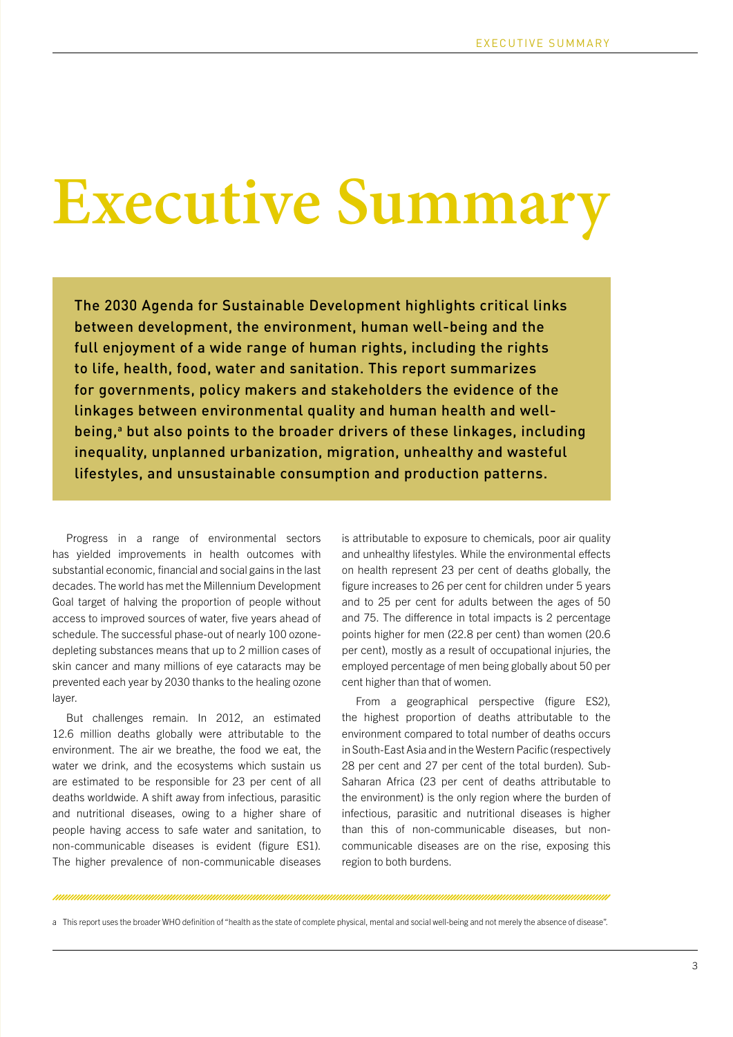# Executive Summary

**The 2030 Agenda for Sustainable Development highlights critical links between development, the environment, human well-being and the full enjoyment of a wide range of human rights, including the rights to life, health, food, water and sanitation. This report summarizes for governments, policy makers and stakeholders the evidence of the linkages between environmental quality and human health and well-being,[a] but also points to the broader drivers of these linkages, including inequality, unplanned urbanization, migration, unhealthy and wasteful lifestyles, and unsustainable consumption and production patterns.**

Progress in a range of environmental sectors has yielded improvements in health outcomes with substantial economic, financial and social gains in the last decades. The world has met the Millennium Development Goal target of halving the proportion of people without access to improved sources of water, five years ahead of schedule. The successful phase-out of nearly 100 ozone-depleting substances means that up to 2 million cases of skin cancer and many millions of eye cataracts may be prevented each year by 2030 thanks to the healing ozone layer.

But challenges remain. In 2012, an estimated 12.6 million deaths globally were attributable to the environment. The air we breathe, the food we eat, the water we drink, and the ecosystems which sustain us are estimated to be responsible for 23 per cent of all deaths worldwide. A shift away from infectious, parasitic and nutritional diseases, owing to a higher share of people having access to safe water and sanitation, to non-communicable diseases is evident (figure ES1). The higher prevalence of non-communicable diseases is attributable to exposure to chemicals, poor air quality and unhealthy lifestyles. While the environmental effects on health represent 23 per cent of deaths globally, the figure increases to 26 per cent for children under 5 years and to 25 per cent for adults between the ages of 50 and 75. The difference in total impacts is 2 percentage points higher for men (22.8 per cent) than women (20.6 per cent), mostly as a result of occupational injuries, the employed percentage of men being globally about 50 per cent higher than that of women.

From a geographical perspective (figure ES2), the highest proportion of deaths attributable to the environment compared to total number of deaths occurs in South-East Asia and in the Western Pacific (respectively 28 per cent and 27 per cent of the total burden). Sub-Saharan Africa (23 per cent of deaths attributable to the environment) is the only region where the burden of infectious, parasitic and nutritional diseases is higher than this of non-communicable diseases, but non-communicable diseases are on the rise, exposing this region to both burdens.

a This report uses the broader WHO definition of "health as the state of complete physical, mental and social well-being and not merely the absence of disease".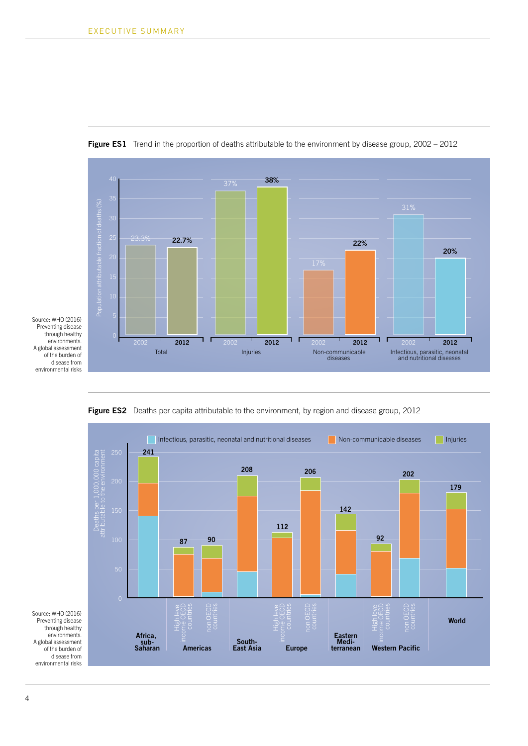**Figure ES1** Trend in the proportion of deaths attributable to the environment by disease group, 2002 – 2012

| Disease group | 2002 | 2012 |
|---|---|---|
| Total | 23.3% | 22.7% |
| Injuries | 37% | 38% |
| Non-communicable diseases | 17% | 22% |
| Infectious, parasitic, neonatal and nutritional diseases | 31% | 20% |

Population attributable fraction of deaths (%)

Source: WHO (2016) Preventing disease through healthy environments. A global assessment of the burden of disease from environmental risks

**Figure ES2** Deaths per capita attributable to the environment, by region and disease group, 2012

Deaths per 1,000,000 capita attributable to the environment (disease groups: Infectious, parasitic, neonatal and nutritional diseases; Non-communicable diseases; Injuries)

| Region | Total |
|---|---|
| Africa, sub-Saharan | 241 |
| Americas – High level income OECD countries | 87 |
| Americas – non OECD countries | 90 |
| South-East Asia | 208 |
| Europe – High level income OECD countries | 112 |
| Europe – non OECD countries | 206 |
| Eastern Mediterranean | 142 |
| Western Pacific – High level income OECD countries | 92 |
| Western Pacific – non OECD countries | 202 |
| World | 179 |

Source: WHO (2016) Preventing disease through healthy environments. A global assessment of the burden of disease from environmental risks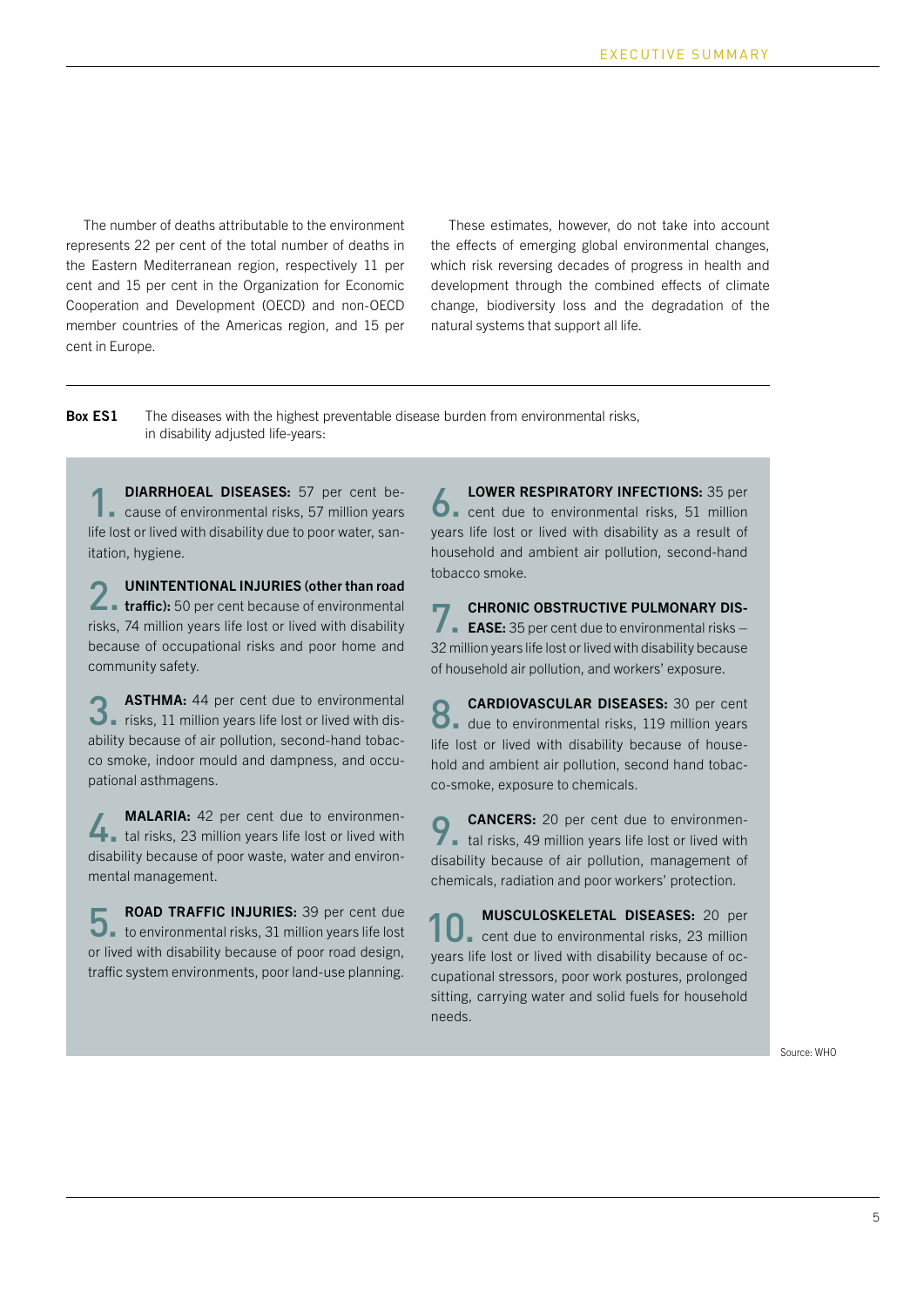The number of deaths attributable to the environment represents 22 per cent of the total number of deaths in the Eastern Mediterranean region, respectively 11 per cent and 15 per cent in the Organization for Economic Cooperation and Development (OECD) and non-OECD member countries of the Americas region, and 15 per cent in Europe.

These estimates, however, do not take into account the effects of emerging global environmental changes, which risk reversing decades of progress in health and development through the combined effects of climate change, biodiversity loss and the degradation of the natural systems that support all life.

**Box ES1** The diseases with the highest preventable disease burden from environmental risks, in disability adjusted life-years:

1. **DIARRHOEAL DISEASES:** 57 per cent because of environmental risks, 57 million years life lost or lived with disability due to poor water, sanitation, hygiene.

2. **UNINTENTIONAL INJURIES (other than road traffic):** 50 per cent because of environmental risks, 74 million years life lost or lived with disability because of occupational risks and poor home and community safety.

3. **ASTHMA:** 44 per cent due to environmental risks, 11 million years life lost or lived with disability because of air pollution, second-hand tobacco smoke, indoor mould and dampness, and occupational asthmagens.

4. **MALARIA:** 42 per cent due to environmental risks, 23 million years life lost or lived with disability because of poor waste, water and environmental management.

5. **ROAD TRAFFIC INJURIES:** 39 per cent due to environmental risks, 31 million years life lost or lived with disability because of poor road design, traffic system environments, poor land-use planning.

6. **LOWER RESPIRATORY INFECTIONS:** 35 per cent due to environmental risks, 51 million years life lost or lived with disability as a result of household and ambient air pollution, second-hand tobacco smoke.

7. **CHRONIC OBSTRUCTIVE PULMONARY DISEASE:** 35 per cent due to environmental risks – 32 million years life lost or lived with disability because of household air pollution, and workers' exposure.

8. **CARDIOVASCULAR DISEASES:** 30 per cent due to environmental risks, 119 million years life lost or lived with disability because of household and ambient air pollution, second hand tobacco-smoke, exposure to chemicals.

9. **CANCERS:** 20 per cent due to environmental risks, 49 million years life lost or lived with disability because of air pollution, management of chemicals, radiation and poor workers' protection.

10. **MUSCULOSKELETAL DISEASES:** 20 per cent due to environmental risks, 23 million years life lost or lived with disability because of occupational stressors, poor work postures, prolonged sitting, carrying water and solid fuels for household needs.

Source: WHO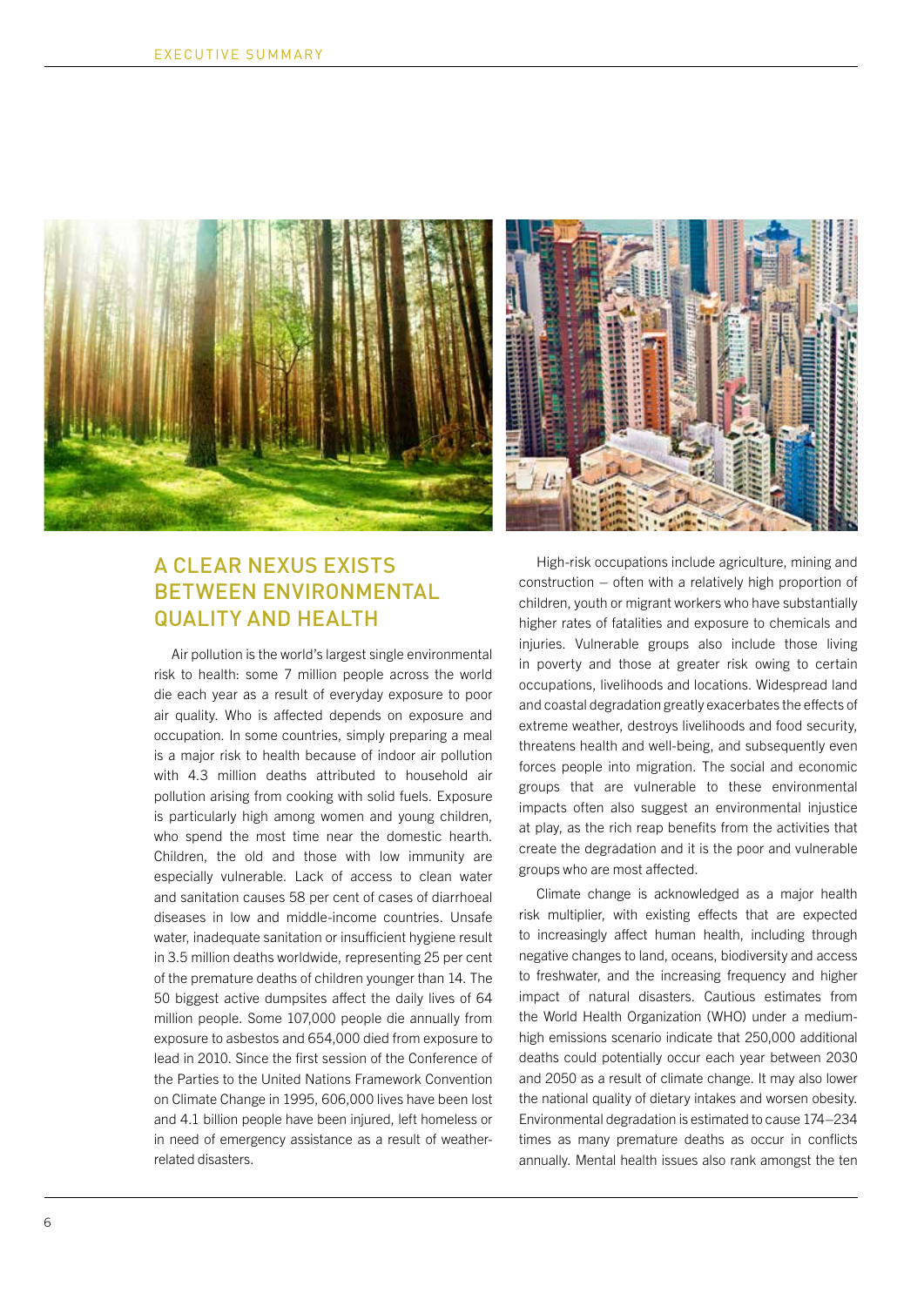## A CLEAR NEXUS EXISTS BETWEEN ENVIRONMENTAL QUALITY AND HEALTH

Air pollution is the world's largest single environmental risk to health: some 7 million people across the world die each year as a result of everyday exposure to poor air quality. Who is affected depends on exposure and occupation. In some countries, simply preparing a meal is a major risk to health because of indoor air pollution with 4.3 million deaths attributed to household air pollution arising from cooking with solid fuels. Exposure is particularly high among women and young children, who spend the most time near the domestic hearth. Children, the old and those with low immunity are especially vulnerable. Lack of access to clean water and sanitation causes 58 per cent of cases of diarrhoeal diseases in low and middle-income countries. Unsafe water, inadequate sanitation or insufficient hygiene result in 3.5 million deaths worldwide, representing 25 per cent of the premature deaths of children younger than 14. The 50 biggest active dumpsites affect the daily lives of 64 million people. Some 107,000 people die annually from exposure to asbestos and 654,000 died from exposure to lead in 2010. Since the first session of the Conference of the Parties to the United Nations Framework Convention on Climate Change in 1995, 606,000 lives have been lost and 4.1 billion people have been injured, left homeless or in need of emergency assistance as a result of weather-related disasters.

High-risk occupations include agriculture, mining and construction – often with a relatively high proportion of children, youth or migrant workers who have substantially higher rates of fatalities and exposure to chemicals and injuries. Vulnerable groups also include those living in poverty and those at greater risk owing to certain occupations, livelihoods and locations. Widespread land and coastal degradation greatly exacerbates the effects of extreme weather, destroys livelihoods and food security, threatens health and well-being, and subsequently even forces people into migration. The social and economic groups that are vulnerable to these environmental impacts often also suggest an environmental injustice at play, as the rich reap benefits from the activities that create the degradation and it is the poor and vulnerable groups who are most affected.

Climate change is acknowledged as a major health risk multiplier, with existing effects that are expected to increasingly affect human health, including through negative changes to land, oceans, biodiversity and access to freshwater, and the increasing frequency and higher impact of natural disasters. Cautious estimates from the World Health Organization (WHO) under a medium-high emissions scenario indicate that 250,000 additional deaths could potentially occur each year between 2030 and 2050 as a result of climate change. It may also lower the national quality of dietary intakes and worsen obesity. Environmental degradation is estimated to cause 174–234 times as many premature deaths as occur in conflicts annually. Mental health issues also rank amongst the ten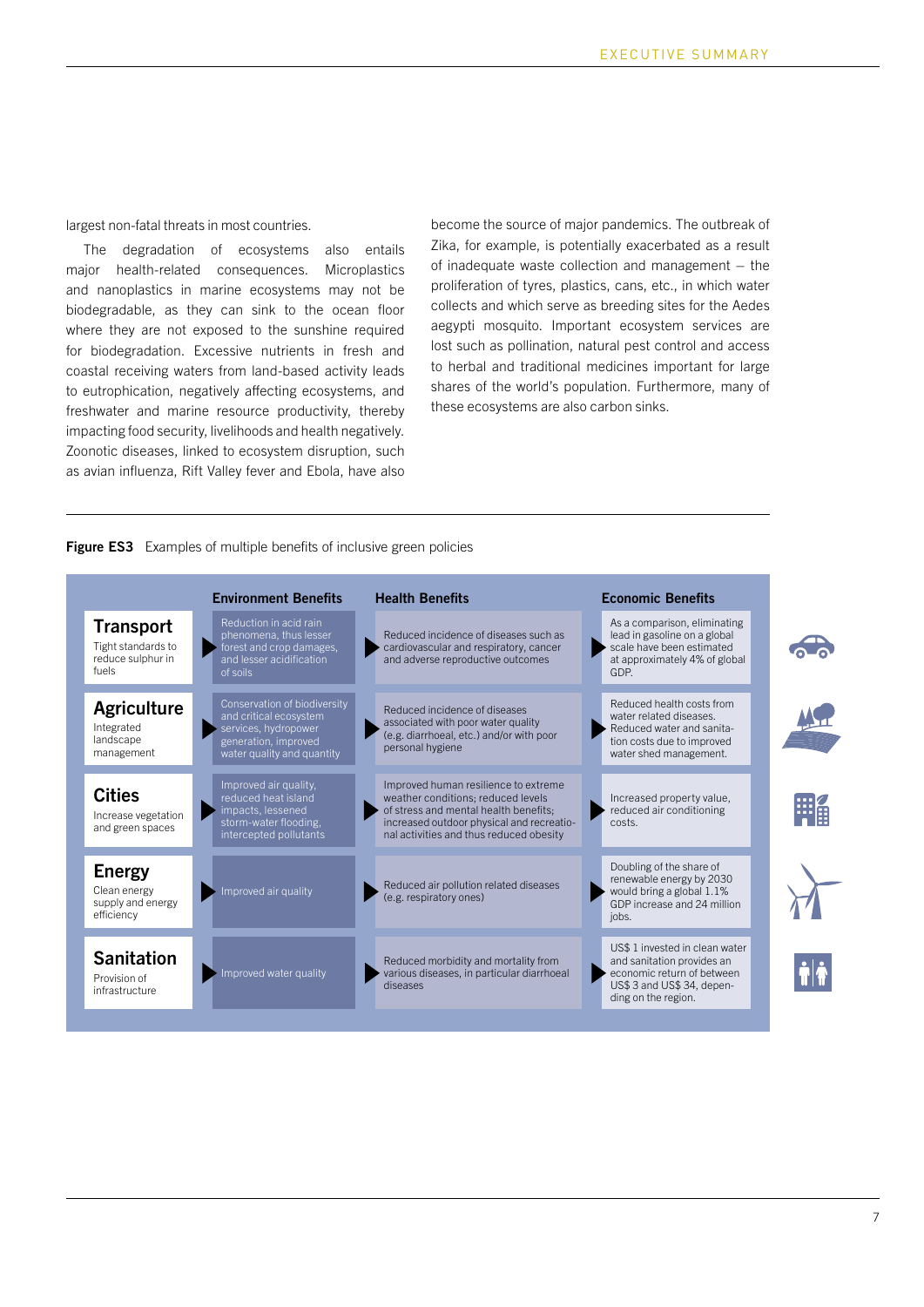largest non-fatal threats in most countries.

The degradation of ecosystems also entails major health-related consequences. Microplastics and nanoplastics in marine ecosystems may not be biodegradable, as they can sink to the ocean floor where they are not exposed to the sunshine required for biodegradation. Excessive nutrients in fresh and coastal receiving waters from land-based activity leads to eutrophication, negatively affecting ecosystems, and freshwater and marine resource productivity, thereby impacting food security, livelihoods and health negatively. Zoonotic diseases, linked to ecosystem disruption, such as avian influenza, Rift Valley fever and Ebola, have also become the source of major pandemics. The outbreak of Zika, for example, is potentially exacerbated as a result of inadequate waste collection and management – the proliferation of tyres, plastics, cans, etc., in which water collects and which serve as breeding sites for the Aedes aegypti mosquito. Important ecosystem services are lost such as pollination, natural pest control and access to herbal and traditional medicines important for large shares of the world's population. Furthermore, many of these ecosystems are also carbon sinks.

**Figure ES3** Examples of multiple benefits of inclusive green policies

| | Environment Benefits | Health Benefits | Economic Benefits |
|---|---|---|---|
| **Transport** Tight standards to reduce sulphur in fuels | Reduction in acid rain phenomena, thus lesser forest and crop damages, and lesser acidification of soils | Reduced incidence of diseases such as cardiovascular and respiratory, cancer and adverse reproductive outcomes | As a comparison, eliminating lead in gasoline on a global scale have been estimated at approximately 4% of global GDP. |
| **Agriculture** Integrated landscape management | Conservation of biodiversity and critical ecosystem services, hydropower generation, improved water quality and quantity | Reduced incidence of diseases associated with poor water quality (e.g. diarrhoeal, etc.) and/or with poor personal hygiene | Reduced health costs from water related diseases. Reduced water and sanitation costs due to improved water shed management. |
| **Cities** Increase vegetation and green spaces | Improved air quality, reduced heat island impacts, lessened storm-water flooding, intercepted pollutants | Improved human resilience to extreme weather conditions; reduced levels of stress and mental health benefits; increased outdoor physical and recreational activities and thus reduced obesity | Increased property value, reduced air conditioning costs. |
| **Energy** Clean energy supply and energy efficiency | Improved air quality | Reduced air pollution related diseases (e.g. respiratory ones) | Doubling of the share of renewable energy by 2030 would bring a global 1.1% GDP increase and 24 million jobs. |
| **Sanitation** Provision of infrastructure | Improved water quality | Reduced morbidity and mortality from various diseases, in particular diarrhoeal diseases | US$ 1 invested in clean water and sanitation provides an economic return of between US$ 3 and US$ 34, depending on the region. |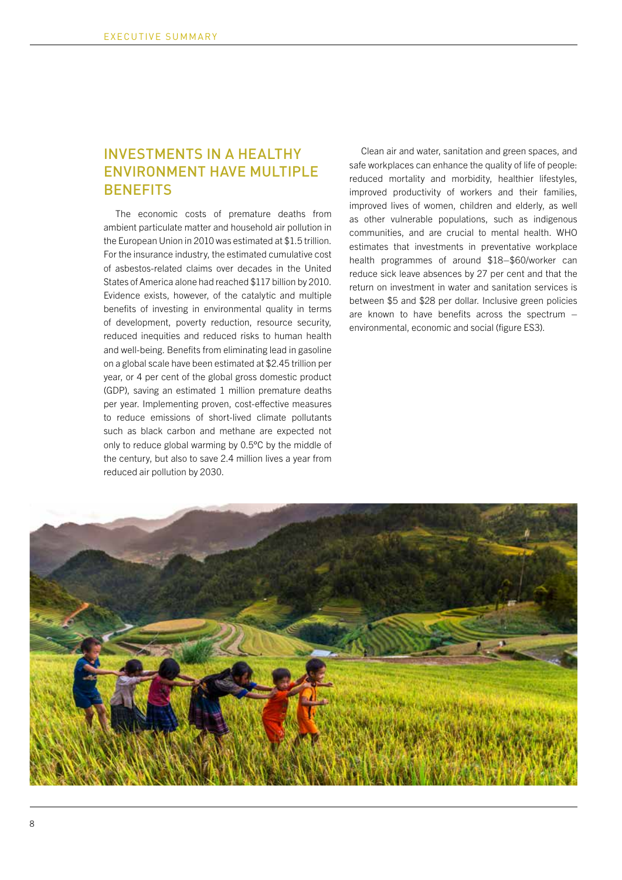## INVESTMENTS IN A HEALTHY ENVIRONMENT HAVE MULTIPLE BENEFITS

The economic costs of premature deaths from ambient particulate matter and household air pollution in the European Union in 2010 was estimated at $1.5 trillion. For the insurance industry, the estimated cumulative cost of asbestos-related claims over decades in the United States of America alone had reached $117 billion by 2010. Evidence exists, however, of the catalytic and multiple benefits of investing in environmental quality in terms of development, poverty reduction, resource security, reduced inequities and reduced risks to human health and well-being. Benefits from eliminating lead in gasoline on a global scale have been estimated at $2.45 trillion per year, or 4 per cent of the global gross domestic product (GDP), saving an estimated 1 million premature deaths per year. Implementing proven, cost-effective measures to reduce emissions of short-lived climate pollutants such as black carbon and methane are expected not only to reduce global warming by 0.5°C by the middle of the century, but also to save 2.4 million lives a year from reduced air pollution by 2030.

Clean air and water, sanitation and green spaces, and safe workplaces can enhance the quality of life of people: reduced mortality and morbidity, healthier lifestyles, improved productivity of workers and their families, improved lives of women, children and elderly, as well as other vulnerable populations, such as indigenous communities, and are crucial to mental health. WHO estimates that investments in preventative workplace health programmes of around $18–$60/worker can reduce sick leave absences by 27 per cent and that the return on investment in water and sanitation services is between $5 and $28 per dollar. Inclusive green policies are known to have benefits across the spectrum – environmental, economic and social (figure ES3).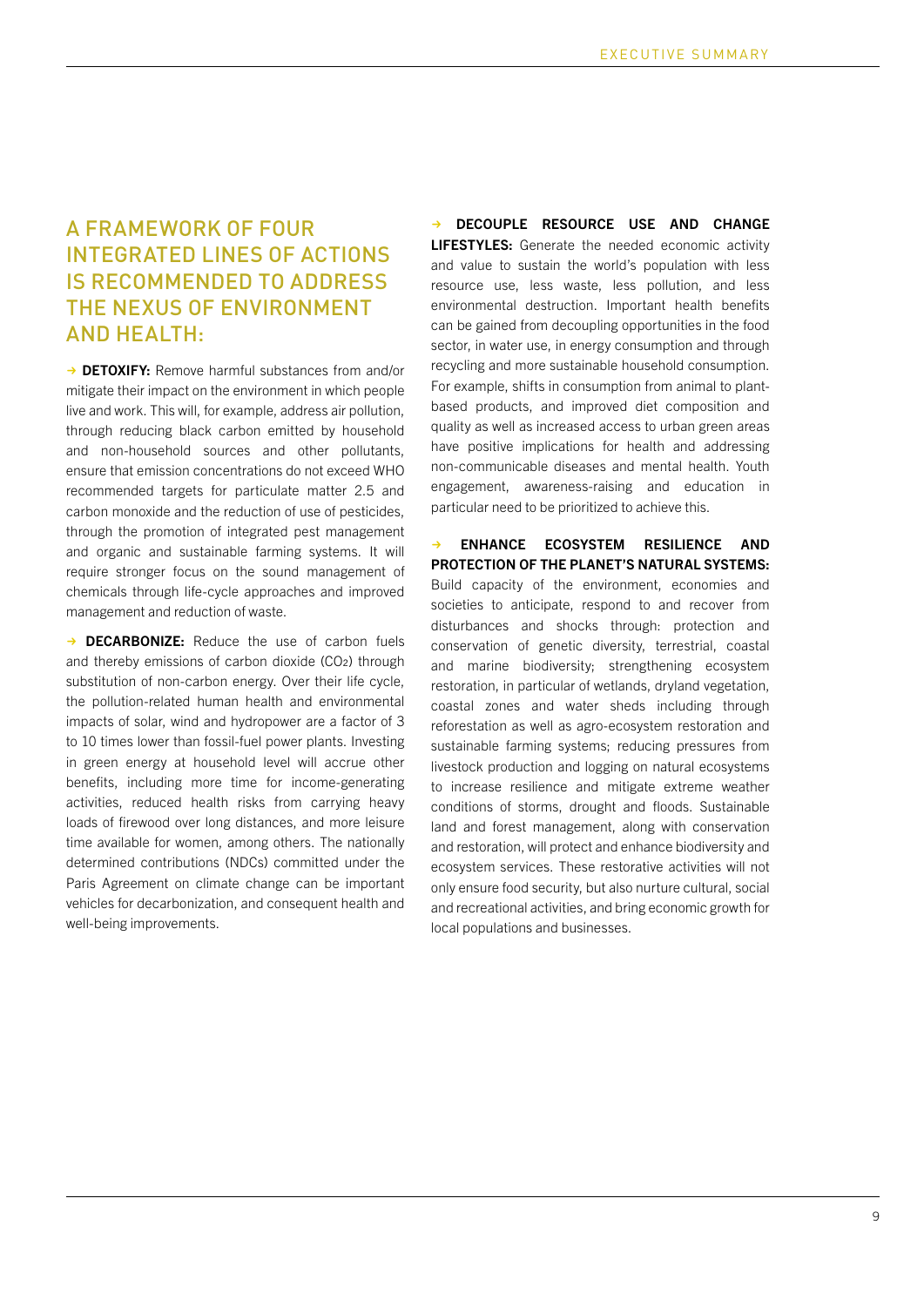## A FRAMEWORK OF FOUR INTEGRATED LINES OF ACTIONS IS RECOMMENDED TO ADDRESS THE NEXUS OF ENVIRONMENT AND HEALTH:

→ **DETOXIFY:** Remove harmful substances from and/or mitigate their impact on the environment in which people live and work. This will, for example, address air pollution, through reducing black carbon emitted by household and non-household sources and other pollutants, ensure that emission concentrations do not exceed WHO recommended targets for particulate matter 2.5 and carbon monoxide and the reduction of use of pesticides, through the promotion of integrated pest management and organic and sustainable farming systems. It will require stronger focus on the sound management of chemicals through life-cycle approaches and improved management and reduction of waste.

→ **DECARBONIZE:** Reduce the use of carbon fuels and thereby emissions of carbon dioxide ($CO_2$) through substitution of non-carbon energy. Over their life cycle, the pollution-related human health and environmental impacts of solar, wind and hydropower are a factor of 3 to 10 times lower than fossil-fuel power plants. Investing in green energy at household level will accrue other benefits, including more time for income-generating activities, reduced health risks from carrying heavy loads of firewood over long distances, and more leisure time available for women, among others. The nationally determined contributions (NDCs) committed under the Paris Agreement on climate change can be important vehicles for decarbonization, and consequent health and well-being improvements.

→ **DECOUPLE RESOURCE USE AND CHANGE LIFESTYLES:** Generate the needed economic activity and value to sustain the world's population with less resource use, less waste, less pollution, and less environmental destruction. Important health benefits can be gained from decoupling opportunities in the food sector, in water use, in energy consumption and through recycling and more sustainable household consumption. For example, shifts in consumption from animal to plant-based products, and improved diet composition and quality as well as increased access to urban green areas have positive implications for health and addressing non-communicable diseases and mental health. Youth engagement, awareness-raising and education in particular need to be prioritized to achieve this.

→ **ENHANCE ECOSYSTEM RESILIENCE AND PROTECTION OF THE PLANET'S NATURAL SYSTEMS:** Build capacity of the environment, economies and societies to anticipate, respond to and recover from disturbances and shocks through: protection and conservation of genetic diversity, terrestrial, coastal and marine biodiversity; strengthening ecosystem restoration, in particular of wetlands, dryland vegetation, coastal zones and water sheds including through reforestation as well as agro-ecosystem restoration and sustainable farming systems; reducing pressures from livestock production and logging on natural ecosystems to increase resilience and mitigate extreme weather conditions of storms, drought and floods. Sustainable land and forest management, along with conservation and restoration, will protect and enhance biodiversity and ecosystem services. These restorative activities will not only ensure food security, but also nurture cultural, social and recreational activities, and bring economic growth for local populations and businesses.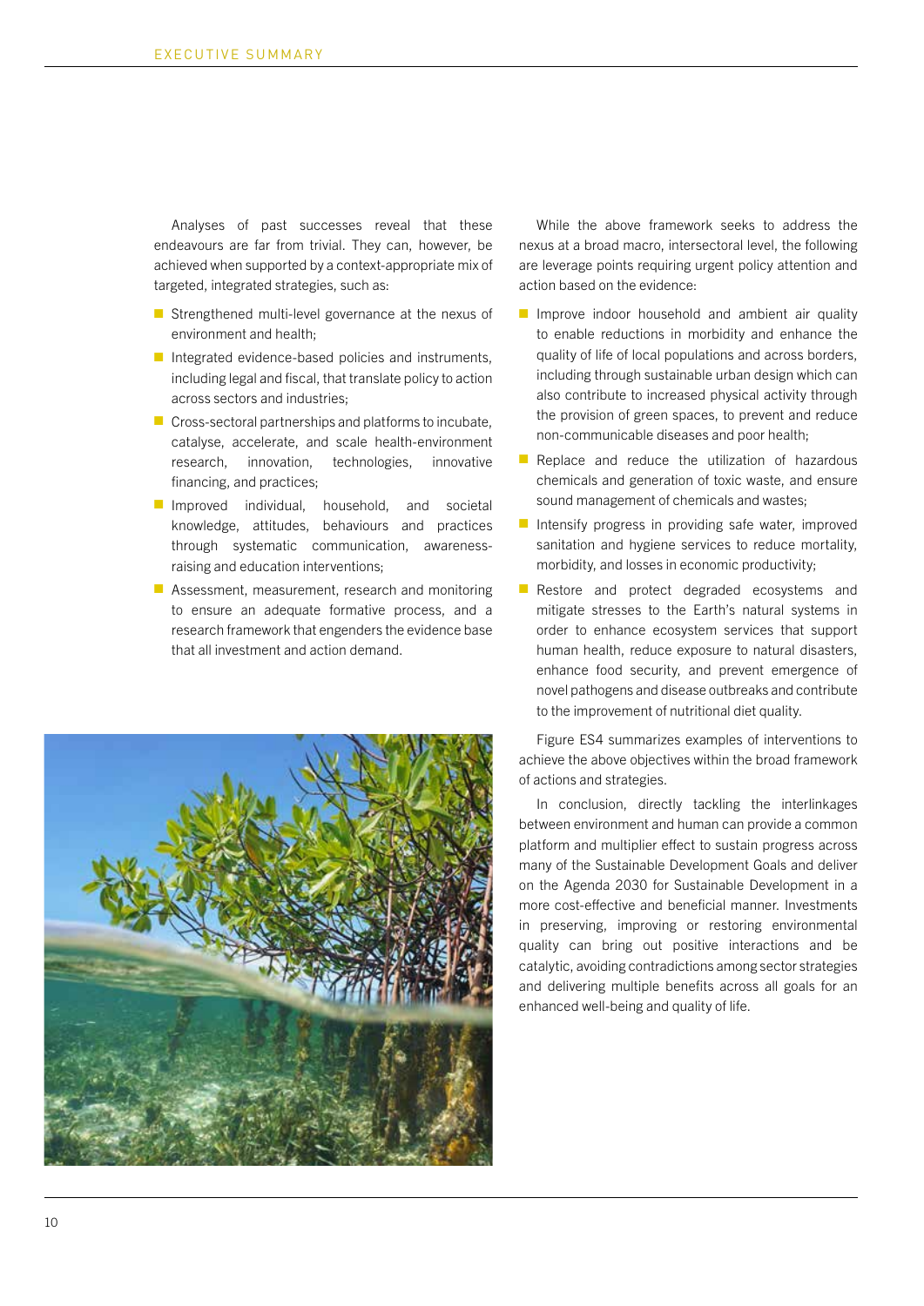Analyses of past successes reveal that these endeavours are far from trivial. They can, however, be achieved when supported by a context-appropriate mix of targeted, integrated strategies, such as:

- Strengthened multi-level governance at the nexus of environment and health;
- Integrated evidence-based policies and instruments, including legal and fiscal, that translate policy to action across sectors and industries;
- Cross-sectoral partnerships and platforms to incubate, catalyse, accelerate, and scale health-environment research, innovation, technologies, innovative financing, and practices;
- Improved individual, household, and societal knowledge, attitudes, behaviours and practices through systematic communication, awareness-raising and education interventions;
- Assessment, measurement, research and monitoring to ensure an adequate formative process, and a research framework that engenders the evidence base that all investment and action demand.

While the above framework seeks to address the nexus at a broad macro, intersectoral level, the following are leverage points requiring urgent policy attention and action based on the evidence:

- Improve indoor household and ambient air quality to enable reductions in morbidity and enhance the quality of life of local populations and across borders, including through sustainable urban design which can also contribute to increased physical activity through the provision of green spaces, to prevent and reduce non-communicable diseases and poor health;
- Replace and reduce the utilization of hazardous chemicals and generation of toxic waste, and ensure sound management of chemicals and wastes;
- Intensify progress in providing safe water, improved sanitation and hygiene services to reduce mortality, morbidity, and losses in economic productivity;
- Restore and protect degraded ecosystems and mitigate stresses to the Earth's natural systems in order to enhance ecosystem services that support human health, reduce exposure to natural disasters, enhance food security, and prevent emergence of novel pathogens and disease outbreaks and contribute to the improvement of nutritional diet quality.

Figure ES4 summarizes examples of interventions to achieve the above objectives within the broad framework of actions and strategies.

In conclusion, directly tackling the interlinkages between environment and human can provide a common platform and multiplier effect to sustain progress across many of the Sustainable Development Goals and deliver on the Agenda 2030 for Sustainable Development in a more cost-effective and beneficial manner. Investments in preserving, improving or restoring environmental quality can bring out positive interactions and be catalytic, avoiding contradictions among sector strategies and delivering multiple benefits across all goals for an enhanced well-being and quality of life.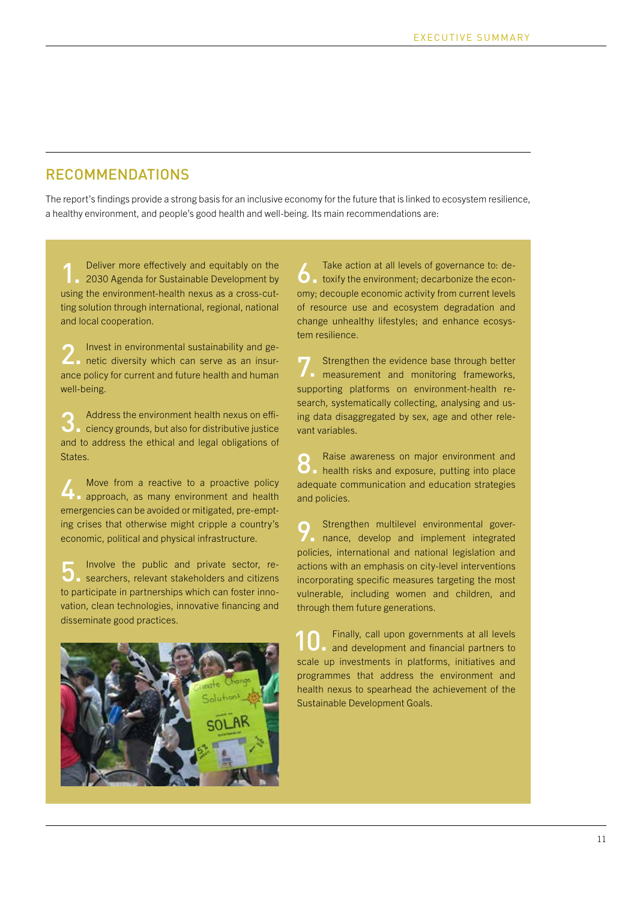## RECOMMENDATIONS

The report's findings provide a strong basis for an inclusive economy for the future that is linked to ecosystem resilience, a healthy environment, and people's good health and well-being. Its main recommendations are:

1. Deliver more effectively and equitably on the 2030 Agenda for Sustainable Development by using the environment-health nexus as a cross-cutting solution through international, regional, national and local cooperation.

2. Invest in environmental sustainability and genetic diversity which can serve as an insurance policy for current and future health and human well-being.

3. Address the environment health nexus on efficiency grounds, but also for distributive justice and to address the ethical and legal obligations of States.

4. Move from a reactive to a proactive policy approach, as many environment and health emergencies can be avoided or mitigated, pre-empting crises that otherwise might cripple a country's economic, political and physical infrastructure.

5. Involve the public and private sector, researchers, relevant stakeholders and citizens to participate in partnerships which can foster innovation, clean technologies, innovative financing and disseminate good practices.

6. Take action at all levels of governance to: detoxify the environment; decarbonize the economy; decouple economic activity from current levels of resource use and ecosystem degradation and change unhealthy lifestyles; and enhance ecosystem resilience.

7. Strengthen the evidence base through better measurement and monitoring frameworks, supporting platforms on environment-health research, systematically collecting, analysing and using data disaggregated by sex, age and other relevant variables.

8. Raise awareness on major environment and health risks and exposure, putting into place adequate communication and education strategies and policies.

9. Strengthen multilevel environmental governance, develop and implement integrated policies, international and national legislation and actions with an emphasis on city-level interventions incorporating specific measures targeting the most vulnerable, including women and children, and through them future generations.

10. Finally, call upon governments at all levels and development and financial partners to scale up investments in platforms, initiatives and programmes that address the environment and health nexus to spearhead the achievement of the Sustainable Development Goals.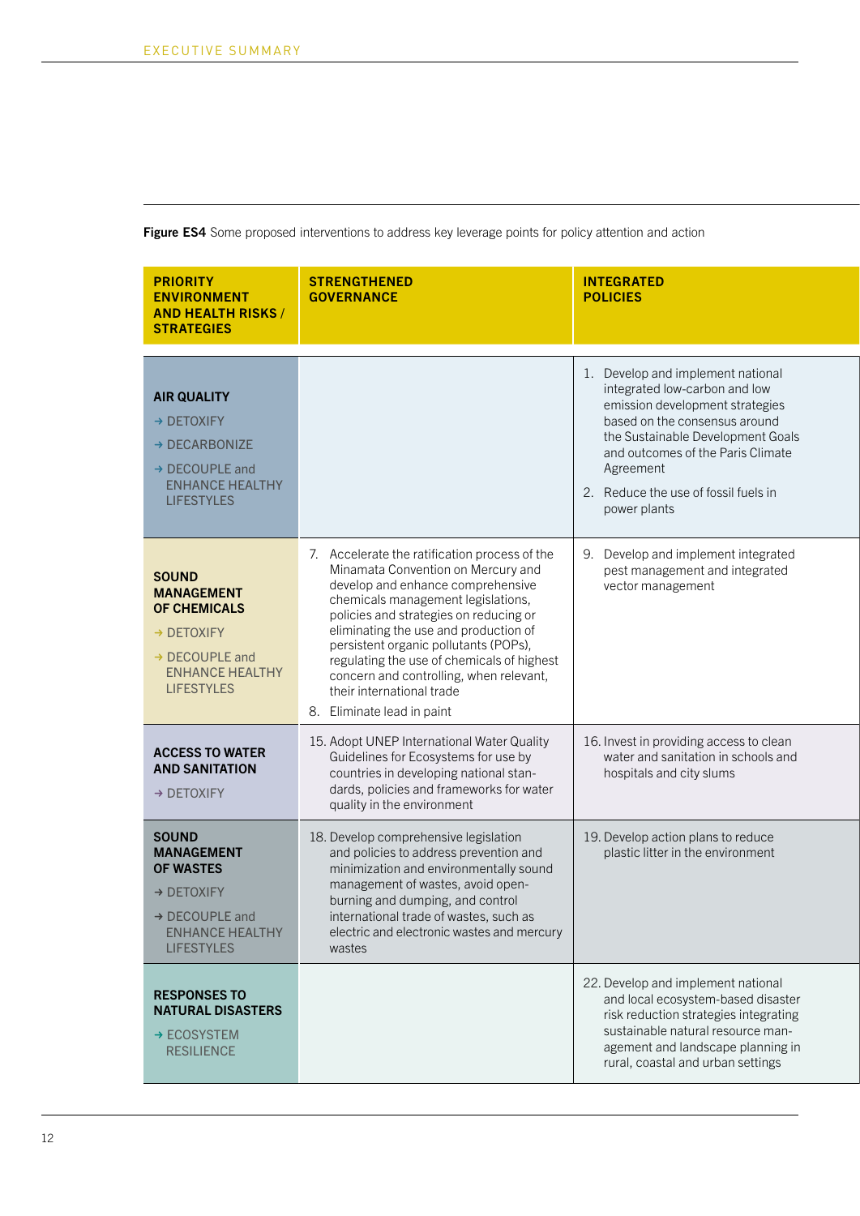**Figure ES4** Some proposed interventions to address key leverage points for policy attention and action

| PRIORITY ENVIRONMENT AND HEALTH RISKS / STRATEGIES | STRENGTHENED GOVERNANCE | INTEGRATED POLICIES |
|---|---|---|
| **AIR QUALITY**<br>→ DETOXIFY<br>→ DECARBONIZE<br>→ DECOUPLE and ENHANCE HEALTHY LIFESTYLES | | 1. Develop and implement national integrated low-carbon and low emission development strategies based on the consensus around the Sustainable Development Goals and outcomes of the Paris Climate Agreement<br>2. Reduce the use of fossil fuels in power plants |
| **SOUND MANAGEMENT OF CHEMICALS**<br>→ DETOXIFY<br>→ DECOUPLE and ENHANCE HEALTHY LIFESTYLES | 7. Accelerate the ratification process of the Minamata Convention on Mercury and develop and enhance comprehensive chemicals management legislations, policies and strategies on reducing or eliminating the use and production of persistent organic pollutants (POPs), regulating the use of chemicals of highest concern and controlling, when relevant, their international trade<br>8. Eliminate lead in paint | 9. Develop and implement integrated pest management and integrated vector management |
| **ACCESS TO WATER AND SANITATION**<br>→ DETOXIFY | 15. Adopt UNEP International Water Quality Guidelines for Ecosystems for use by countries in developing national standards, policies and frameworks for water quality in the environment | 16. Invest in providing access to clean water and sanitation in schools and hospitals and city slums |
| **SOUND MANAGEMENT OF WASTES**<br>→ DETOXIFY<br>→ DECOUPLE and ENHANCE HEALTHY LIFESTYLES | 18. Develop comprehensive legislation and policies to address prevention and minimization and environmentally sound management of wastes, avoid open-burning and dumping, and control international trade of wastes, such as electric and electronic wastes and mercury wastes | 19. Develop action plans to reduce plastic litter in the environment |
| **RESPONSES TO NATURAL DISASTERS**<br>→ ECOSYSTEM RESILIENCE | | 22. Develop and implement national and local ecosystem-based disaster risk reduction strategies integrating sustainable natural resource management and landscape planning in rural, coastal and urban settings |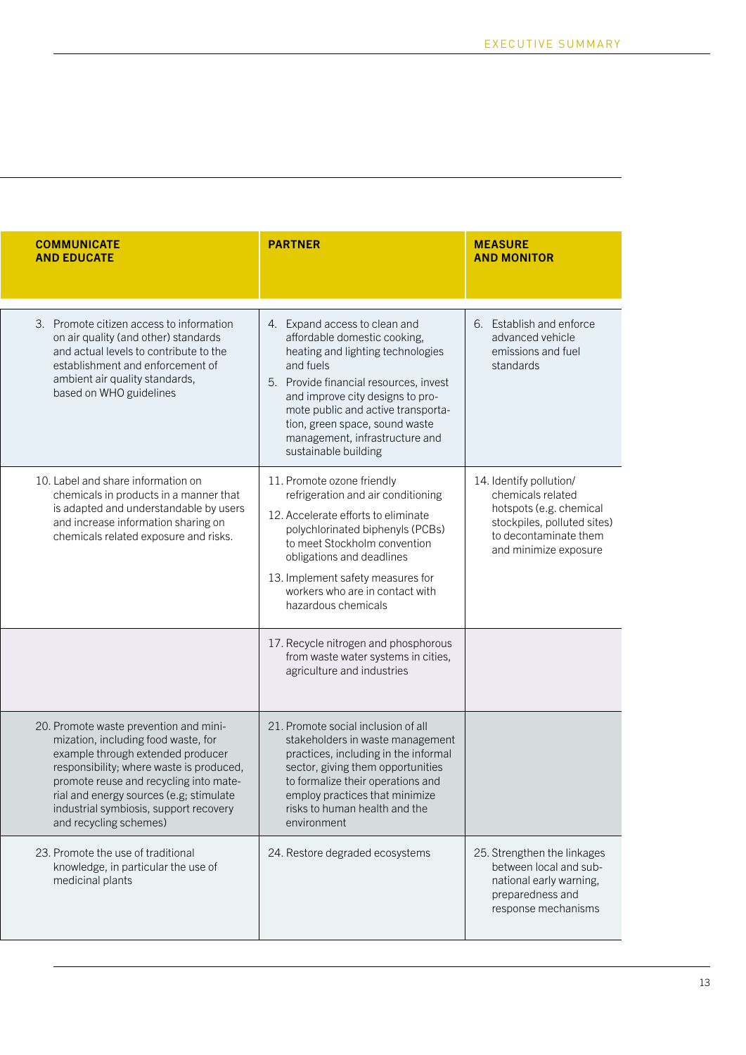| COMMUNICATE AND EDUCATE | PARTNER | MEASURE AND MONITOR |
|---|---|---|
| 3. Promote citizen access to information on air quality (and other) standards and actual levels to contribute to the establishment and enforcement of ambient air quality standards, based on WHO guidelines | 4. Expand access to clean and affordable domestic cooking, heating and lighting technologies and fuels<br>5. Provide financial resources, invest and improve city designs to promote public and active transportation, green space, sound waste management, infrastructure and sustainable building | 6. Establish and enforce advanced vehicle emissions and fuel standards |
| 10. Label and share information on chemicals in products in a manner that is adapted and understandable by users and increase information sharing on chemicals related exposure and risks. | 11. Promote ozone friendly refrigeration and air conditioning<br>12. Accelerate efforts to eliminate polychlorinated biphenyls (PCBs) to meet Stockholm convention obligations and deadlines<br>13. Implement safety measures for workers who are in contact with hazardous chemicals | 14. Identify pollution/chemicals related hotspots (e.g. chemical stockpiles, polluted sites) to decontaminate them and minimize exposure |
| | 17. Recycle nitrogen and phosphorous from waste water systems in cities, agriculture and industries | |
| 20. Promote waste prevention and minimization, including food waste, for example through extended producer responsibility; where waste is produced, promote reuse and recycling into material and energy sources (e.g; stimulate industrial symbiosis, support recovery and recycling schemes) | 21. Promote social inclusion of all stakeholders in waste management practices, including in the informal sector, giving them opportunities to formalize their operations and employ practices that minimize risks to human health and the environment | |
| 23. Promote the use of traditional knowledge, in particular the use of medicinal plants | 24. Restore degraded ecosystems | 25. Strengthen the linkages between local and sub-national early warning, preparedness and response mechanisms |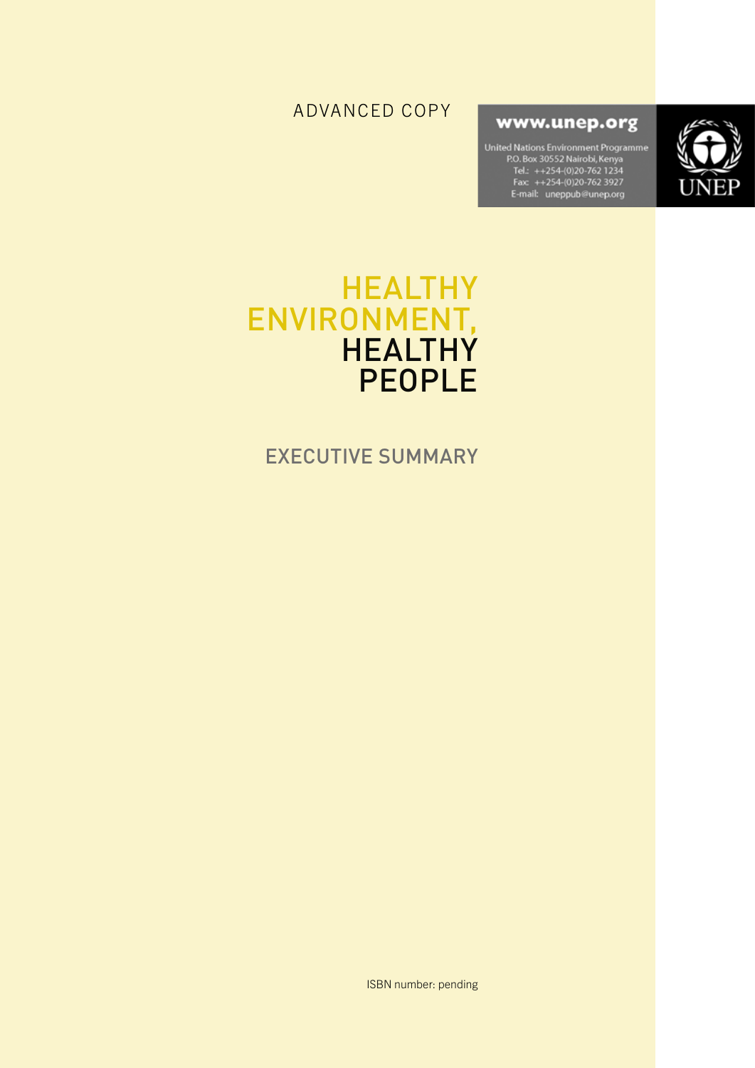ADVANCED COPY

**www.unep.org**

United Nations Environment Programme
P.O. Box 30552 Nairobi, Kenya
Tel.: ++254-(0)20-762 1234
Fax: ++254-(0)20-762 3927
E-mail: uneppub@unep.org

UNEP

# HEALTHY ENVIRONMENT, HEALTHY PEOPLE

## EXECUTIVE SUMMARY

ISBN number: pending